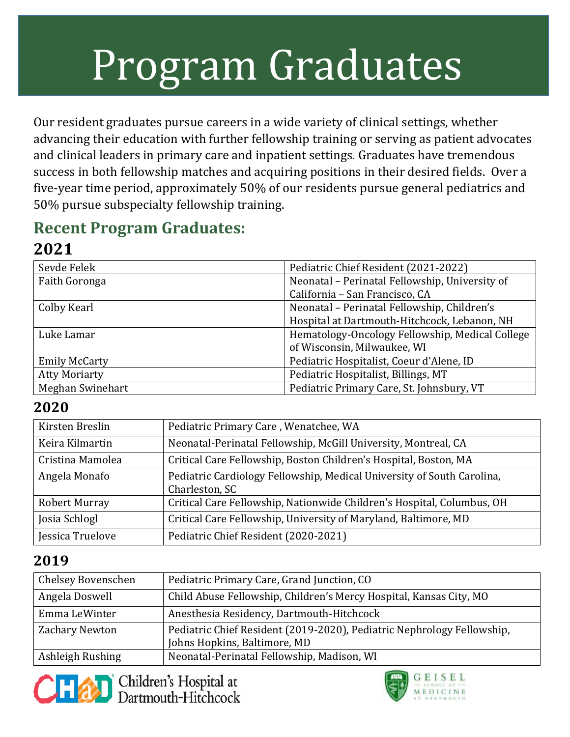# Program Graduates

Our resident graduates pursue careers in a wide variety of clinical settings, whether advancing their education with further fellowship training or serving as patient advocates and clinical leaders in primary care and inpatient settings. Graduates have tremendous success in both fellowship matches and acquiring positions in their desired fields. Over a five-year time period, approximately 50% of our residents pursue general pediatrics and 50% pursue subspecialty fellowship training.

## Recent Program Graduates:

### 2021

| | |
|---|---|
| Sevde Felek | Pediatric Chief Resident (2021-2022) |
| Faith Goronga | Neonatal – Perinatal Fellowship, University of California – San Francisco, CA |
| Colby Kearl | Neonatal – Perinatal Fellowship, Children's Hospital at Dartmouth-Hitchcock, Lebanon, NH |
| Luke Lamar | Hematology-Oncology Fellowship, Medical College of Wisconsin, Milwaukee, WI |
| Emily McCarty | Pediatric Hospitalist, Coeur d'Alene, ID |
| Atty Moriarty | Pediatric Hospitalist, Billings, MT |
| Meghan Swinehart | Pediatric Primary Care, St. Johnsbury, VT |

### 2020

| | |
|---|---|
| Kirsten Breslin | Pediatric Primary Care , Wenatchee, WA |
| Keira Kilmartin | Neonatal-Perinatal Fellowship, McGill University, Montreal, CA |
| Cristina Mamolea | Critical Care Fellowship, Boston Children's Hospital, Boston, MA |
| Angela Monafo | Pediatric Cardiology Fellowship, Medical University of South Carolina, Charleston, SC |
| Robert Murray | Critical Care Fellowship, Nationwide Children's Hospital, Columbus, OH |
| Josia Schlogl | Critical Care Fellowship, University of Maryland, Baltimore, MD |
| Jessica Truelove | Pediatric Chief Resident (2020-2021) |

### 2019

| | |
|---|---|
| Chelsey Bovenschen | Pediatric Primary Care, Grand Junction, CO |
| Angela Doswell | Child Abuse Fellowship, Children's Mercy Hospital, Kansas City, MO |
| Emma LeWinter | Anesthesia Residency, Dartmouth-Hitchcock |
| Zachary Newton | Pediatric Chief Resident (2019-2020), Pediatric Nephrology Fellowship, Johns Hopkins, Baltimore, MD |
| Ashleigh Rushing | Neonatal-Perinatal Fellowship, Madison, WI |

Children's Hospital at Dartmouth-Hitchcock

Geisel School of Medicine at Dartmouth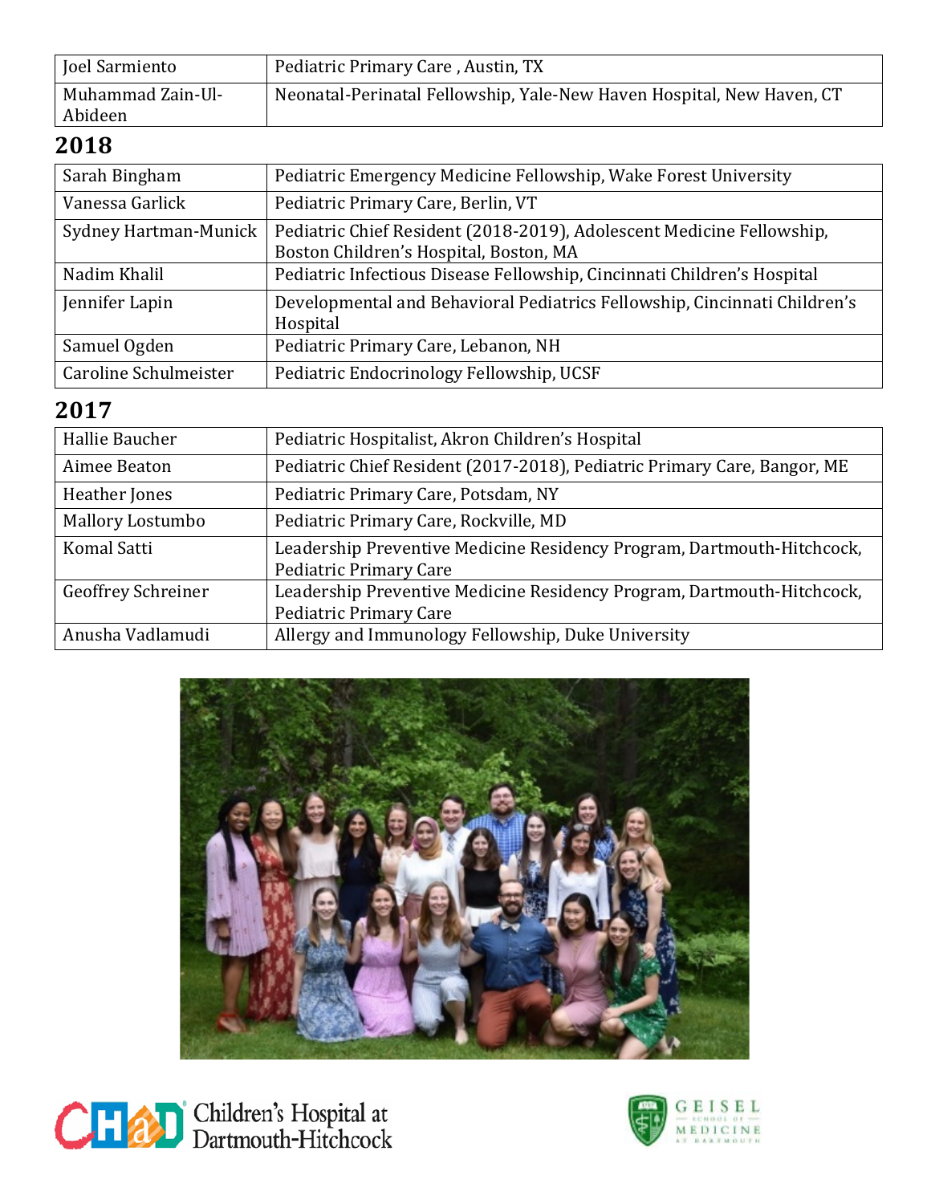| | |
|---|---|
| Joel Sarmiento | Pediatric Primary Care , Austin, TX |
| Muhammad Zain-Ul-Abideen | Neonatal-Perinatal Fellowship, Yale-New Haven Hospital, New Haven, CT |

## 2018

| | |
|---|---|
| Sarah Bingham | Pediatric Emergency Medicine Fellowship, Wake Forest University |
| Vanessa Garlick | Pediatric Primary Care, Berlin, VT |
| Sydney Hartman-Munick | Pediatric Chief Resident (2018-2019), Adolescent Medicine Fellowship, Boston Children's Hospital, Boston, MA |
| Nadim Khalil | Pediatric Infectious Disease Fellowship, Cincinnati Children's Hospital |
| Jennifer Lapin | Developmental and Behavioral Pediatrics Fellowship, Cincinnati Children's Hospital |
| Samuel Ogden | Pediatric Primary Care, Lebanon, NH |
| Caroline Schulmeister | Pediatric Endocrinology Fellowship, UCSF |

## 2017

| | |
|---|---|
| Hallie Baucher | Pediatric Hospitalist, Akron Children's Hospital |
| Aimee Beaton | Pediatric Chief Resident (2017-2018), Pediatric Primary Care, Bangor, ME |
| Heather Jones | Pediatric Primary Care, Potsdam, NY |
| Mallory Lostumbo | Pediatric Primary Care, Rockville, MD |
| Komal Satti | Leadership Preventive Medicine Residency Program, Dartmouth-Hitchcock, Pediatric Primary Care |
| Geoffrey Schreiner | Leadership Preventive Medicine Residency Program, Dartmouth-Hitchcock, Pediatric Primary Care |
| Anusha Vadlamudi | Allergy and Immunology Fellowship, Duke University |